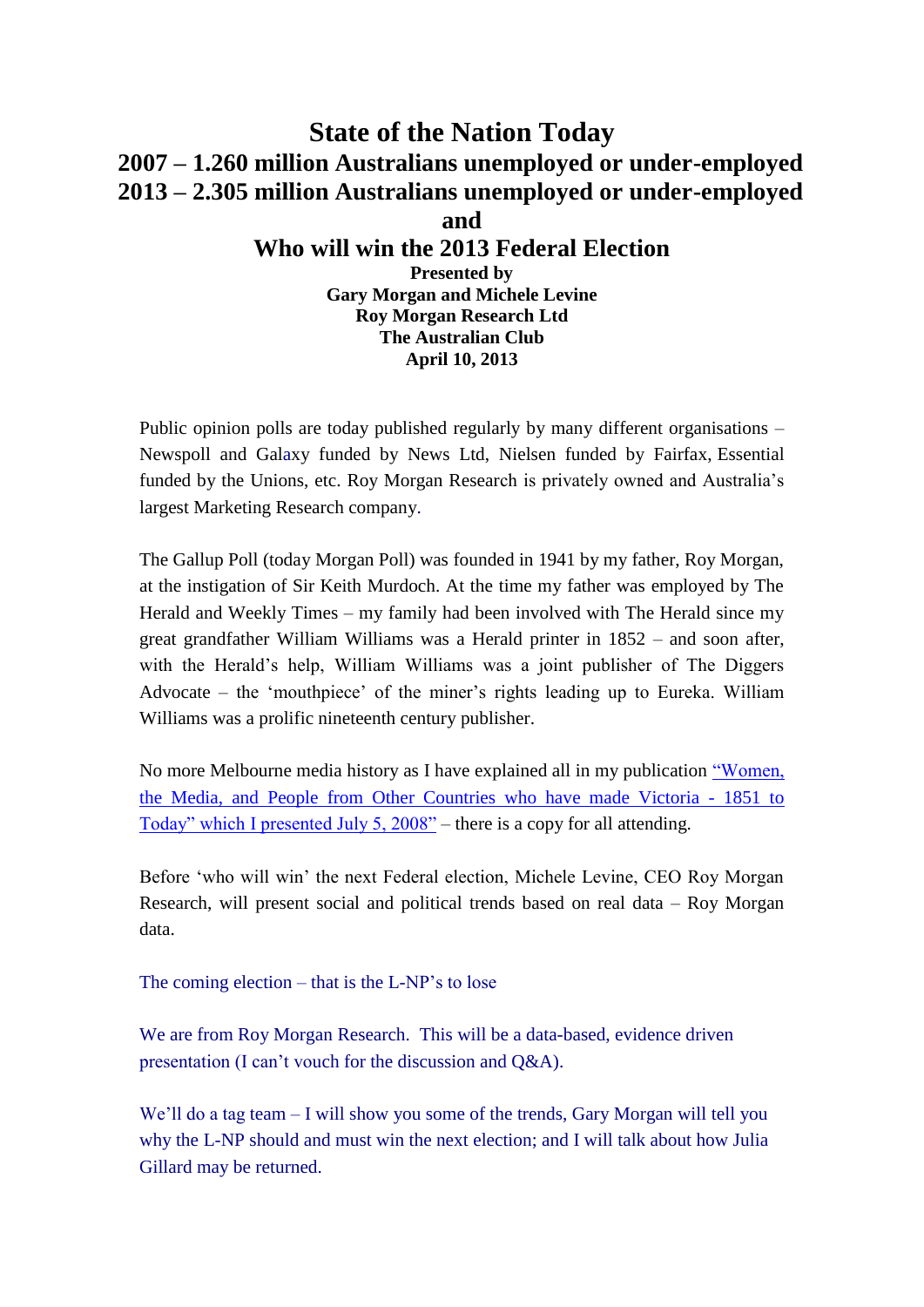# State of the Nation Today

## 2007 – 1.260 million Australians unemployed or under-employed
## 2013 – 2.305 million Australians unemployed or under-employed
## and
## Who will win the 2013 Federal Election

**Presented by**
**Gary Morgan and Michele Levine**
**Roy Morgan Research Ltd**
**The Australian Club**
**April 10, 2013**

Public opinion polls are today published regularly by many different organisations – Newspoll and Galaxy funded by News Ltd, Nielsen funded by Fairfax, Essential funded by the Unions, etc. Roy Morgan Research is privately owned and Australia's largest Marketing Research company.

The Gallup Poll (today Morgan Poll) was founded in 1941 by my father, Roy Morgan, at the instigation of Sir Keith Murdoch. At the time my father was employed by The Herald and Weekly Times – my family had been involved with The Herald since my great grandfather William Williams was a Herald printer in 1852 – and soon after, with the Herald's help, William Williams was a joint publisher of The Diggers Advocate – the 'mouthpiece' of the miner's rights leading up to Eureka. William Williams was a prolific nineteenth century publisher.

No more Melbourne media history as I have explained all in my publication "Women, the Media, and People from Other Countries who have made Victoria - 1851 to Today" which I presented July 5, 2008" – there is a copy for all attending.

Before 'who will win' the next Federal election, Michele Levine, CEO Roy Morgan Research, will present social and political trends based on real data – Roy Morgan data.

The coming election – that is the L-NP's to lose

We are from Roy Morgan Research. This will be a data-based, evidence driven presentation (I can't vouch for the discussion and Q&A).

We'll do a tag team – I will show you some of the trends, Gary Morgan will tell you why the L-NP should and must win the next election; and I will talk about how Julia Gillard may be returned.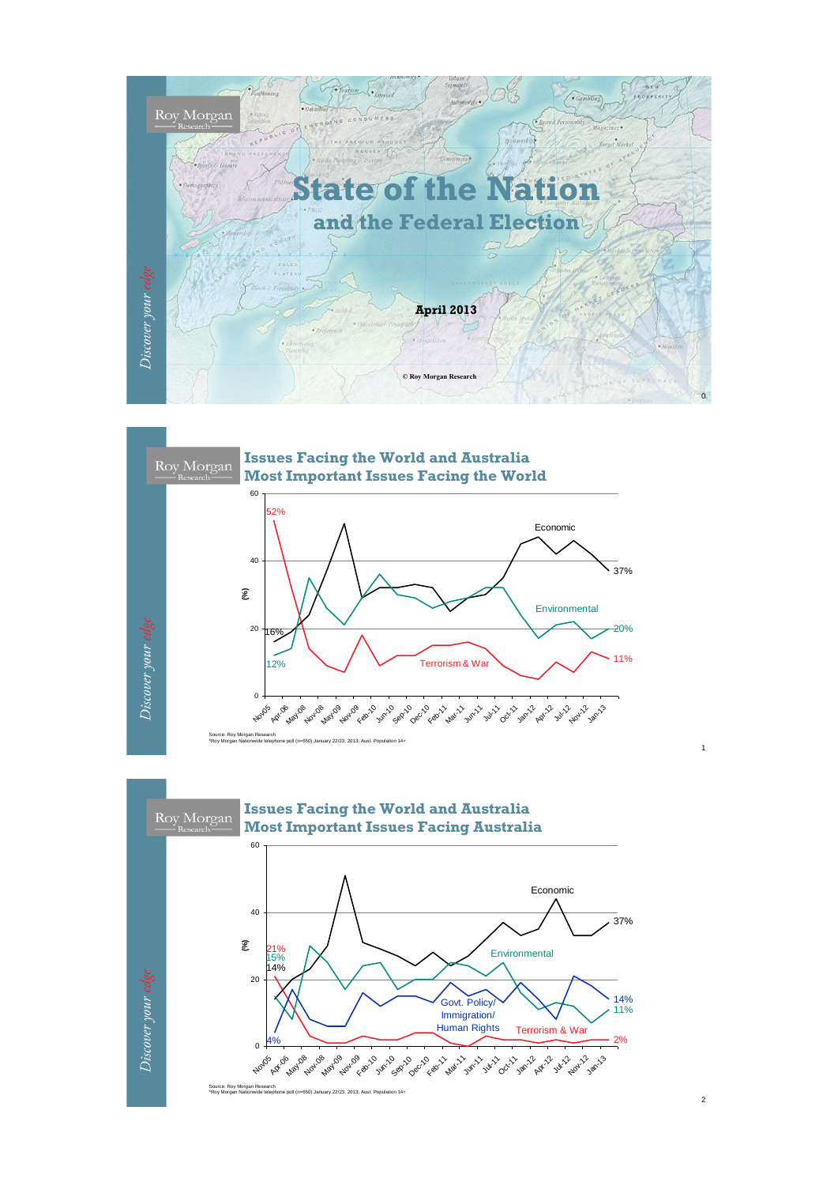# State of the Nation

## and the Federal Election

**April 2013**

© Roy Morgan Research

---

## Issues Facing the World and Australia
## Most Important Issues Facing the World

Source: Roy Morgan Research
*Roy Morgan Nationwide telephone poll (n=650) January 22/23, 2013; Aust. Population 14+

---

## Issues Facing the World and Australia
## Most Important Issues Facing Australia

Source: Roy Morgan Research
*Roy Morgan Nationwide telephone poll (n=650) January 22/23, 2013; Aust. Population 14+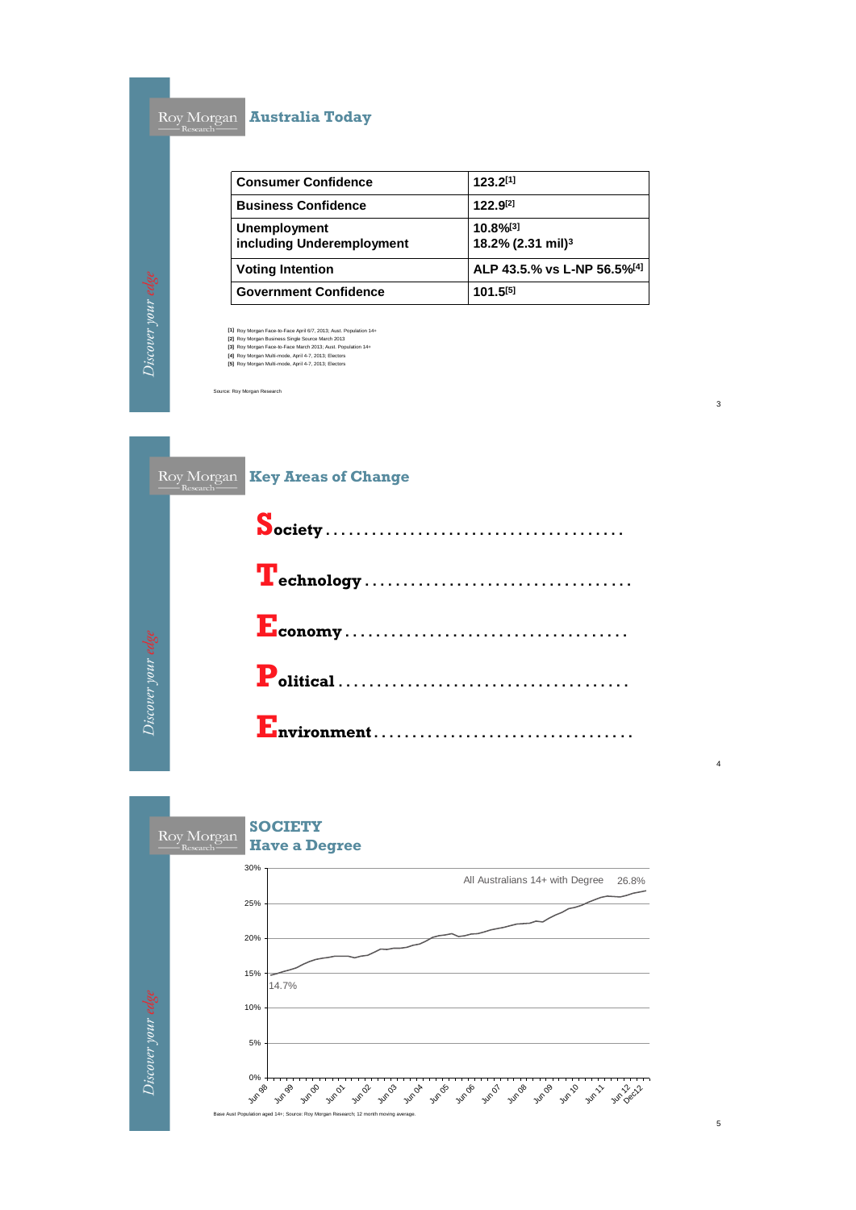## Australia Today

| | |
|---|---|
| **Consumer Confidence** | **123.2[1]** |
| **Business Confidence** | **122.9[2]** |
| **Unemployment including Underemployment** | **10.8%[3] 18.2% (2.31 mil)³** |
| **Voting Intention** | **ALP 43.5.% vs L-NP 56.5%[4]** |
| **Government Confidence** | **101.5[5]** |

[1] Roy Morgan Face-to-Face April 6/7, 2013; Aust. Population 14+
[2] Roy Morgan Business Single Source March 2013
[3] Roy Morgan Face-to-Face March 2013; Aust. Population 14+
[4] Roy Morgan Multi-mode, April 4-7, 2013; Electors
[5] Roy Morgan Multi-mode, April 4-7, 2013; Electors

Source: Roy Morgan Research

*Discover your edge*

## Key Areas of Change

**Society** . . . . . . . . . . . . . . . . . . . . . . . . . . . . . . . . . . . . .

**Technology** . . . . . . . . . . . . . . . . . . . . . . . . . . . . . . . . . .

**Economy** . . . . . . . . . . . . . . . . . . . . . . . . . . . . . . . . . . . .

**Political** . . . . . . . . . . . . . . . . . . . . . . . . . . . . . . . . . . . . .

**Environment** . . . . . . . . . . . . . . . . . . . . . . . . . . . . . . . .

*Discover your edge*

## SOCIETY
## Have a Degree

All Australians 14+ with Degree

| Period | Value |
|---|---|
| Jun 98 | 14.7% |
| Dec12 | 26.8% |

Base Aust Population aged 14+; Source: Roy Morgan Research; 12 month moving average.

*Discover your edge*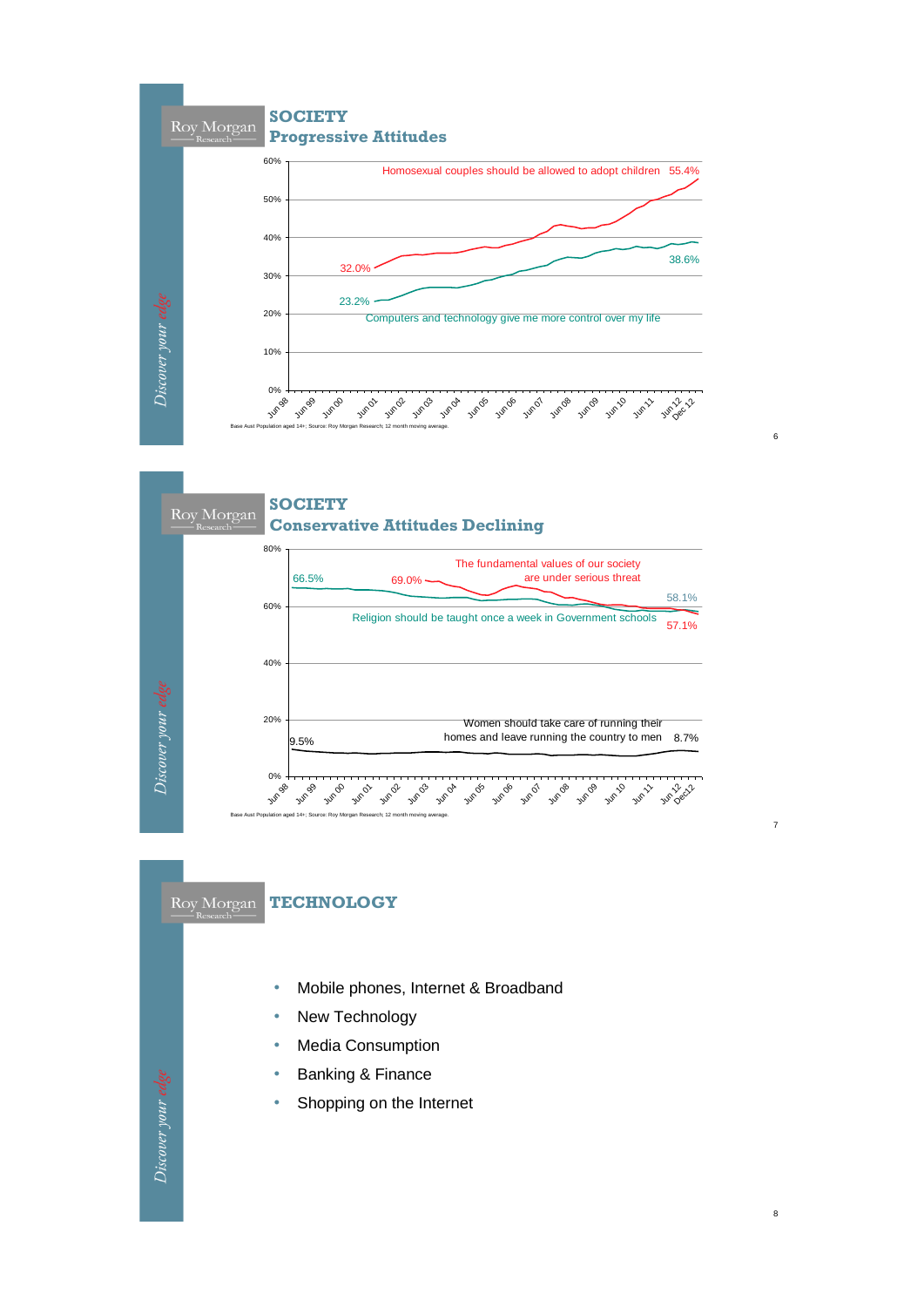## SOCIETY
### Progressive Attitudes

Homosexual couples should be allowed to adopt children 55.4%

32.0%

38.6%

23.2%

Computers and technology give me more control over my life

Base Aust Population aged 14+; Source: Roy Morgan Research; 12 month moving average.

## SOCIETY
### Conservative Attitudes Declining

66.5%

69.0%

The fundamental values of our society are under serious threat

58.1%

Religion should be taught once a week in Government schools

57.1%

9.5%

Women should take care of running their homes and leave running the country to men 8.7%

Base Aust Population aged 14+; Source: Roy Morgan Research; 12 month moving average.

## TECHNOLOGY

- Mobile phones, Internet & Broadband
- New Technology
- Media Consumption
- Banking & Finance
- Shopping on the Internet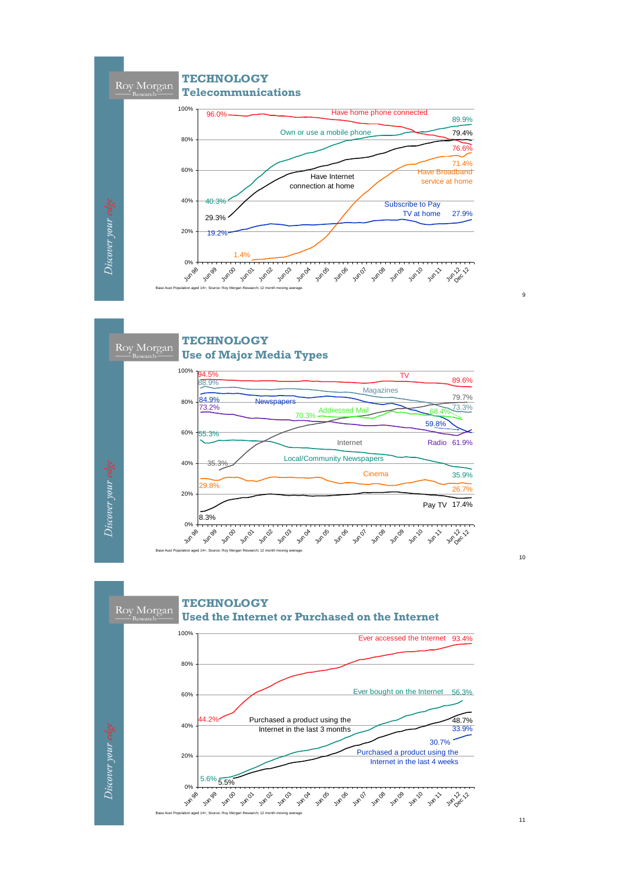## TECHNOLOGY
### Telecommunications

Roy Morgan Research

*Discover your edge*

Have home phone connected: 96.0% → 76.6%

Own or use a mobile phone: 40.3% → 89.9%

Have Internet connection at home: 29.3% → 79.4%

Have Broadband service at home: 1.4% → 71.4%

Subscribe to Pay TV at home: 19.2% → 27.9%

Jun 98 – Dec 12

Base Aust Population aged 14+; Source: Roy Morgan Research; 12 month moving average.

## TECHNOLOGY
### Use of Major Media Types

Roy Morgan Research

*Discover your edge*

TV: 94.5% → 89.6%

Magazines: 88.9% → 73.3%

Newspapers: 84.9% → 59.8%

Radio: 73.2% → 61.9%

Internet: 35.3% → 79.7%

Addressed Mail: 70.3% → 68.4%

Local/Community Newspapers: 55.3% → 35.9%

Cinema: 29.8% → 26.7%

Pay TV: 8.3% → 17.4%

Jun 98 – Dec 12

Base Aust Population aged 14+; Source: Roy Morgan Research; 12 month moving average.

## TECHNOLOGY
### Used the Internet or Purchased on the Internet

Roy Morgan Research

*Discover your edge*

Ever accessed the Internet: 44.2% → 93.4%

Ever bought on the Internet: 5.6% → 56.3%

Purchased a product using the Internet in the last 3 months: 5.5% → 48.7%

Purchased a product using the Internet in the last 4 weeks: 30.7% → 33.9%

Jun 98 – Dec 12

Base Aust Population aged 14+; Source: Roy Morgan Research; 12 month moving average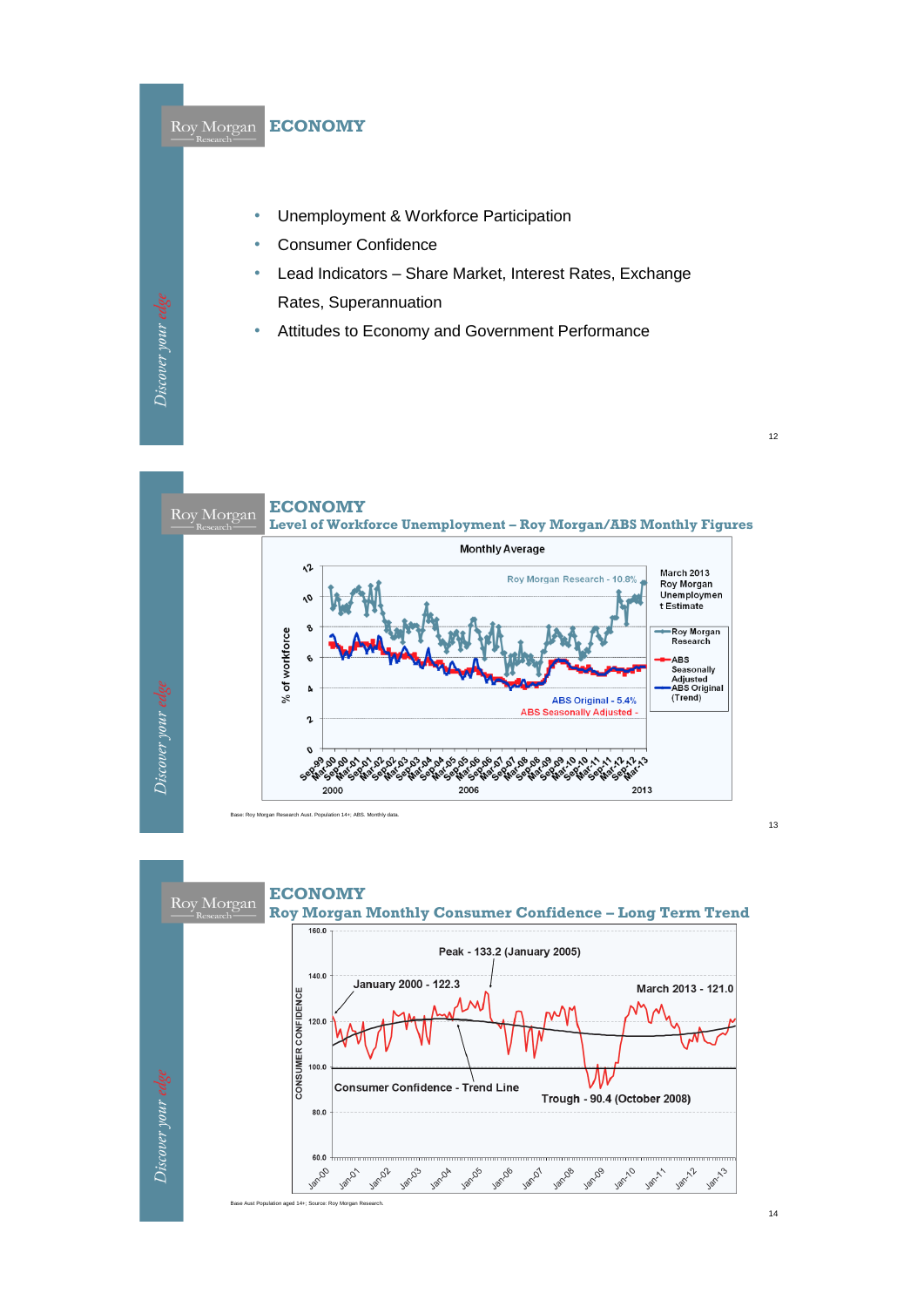# ECONOMY

- Unemployment & Workforce Participation
- Consumer Confidence
- Lead Indicators – Share Market, Interest Rates, Exchange Rates, Superannuation
- Attitudes to Economy and Government Performance

# ECONOMY

## Level of Workforce Unemployment – Roy Morgan/ABS Monthly Figures

Monthly Average

Roy Morgan Research - 10.8%

ABS Original - 5.4%

ABS Seasonally Adjusted -

March 2013 Roy Morgan Unemployment Estimate

Roy Morgan Research

ABS Seasonally Adjusted

ABS Original (Trend)

% of workforce

2000 2006 2013

Base: Roy Morgan Research Aust. Population 14+; ABS. Monthly data.

# ECONOMY

## Roy Morgan Monthly Consumer Confidence – Long Term Trend

Peak - 133.2 (January 2005)

January 2000 - 122.3

March 2013 - 121.0

Consumer Confidence - Trend Line

Trough - 90.4 (October 2008)

CONSUMER CONFIDENCE

Base Aust Population aged 14+; Source: Roy Morgan Research.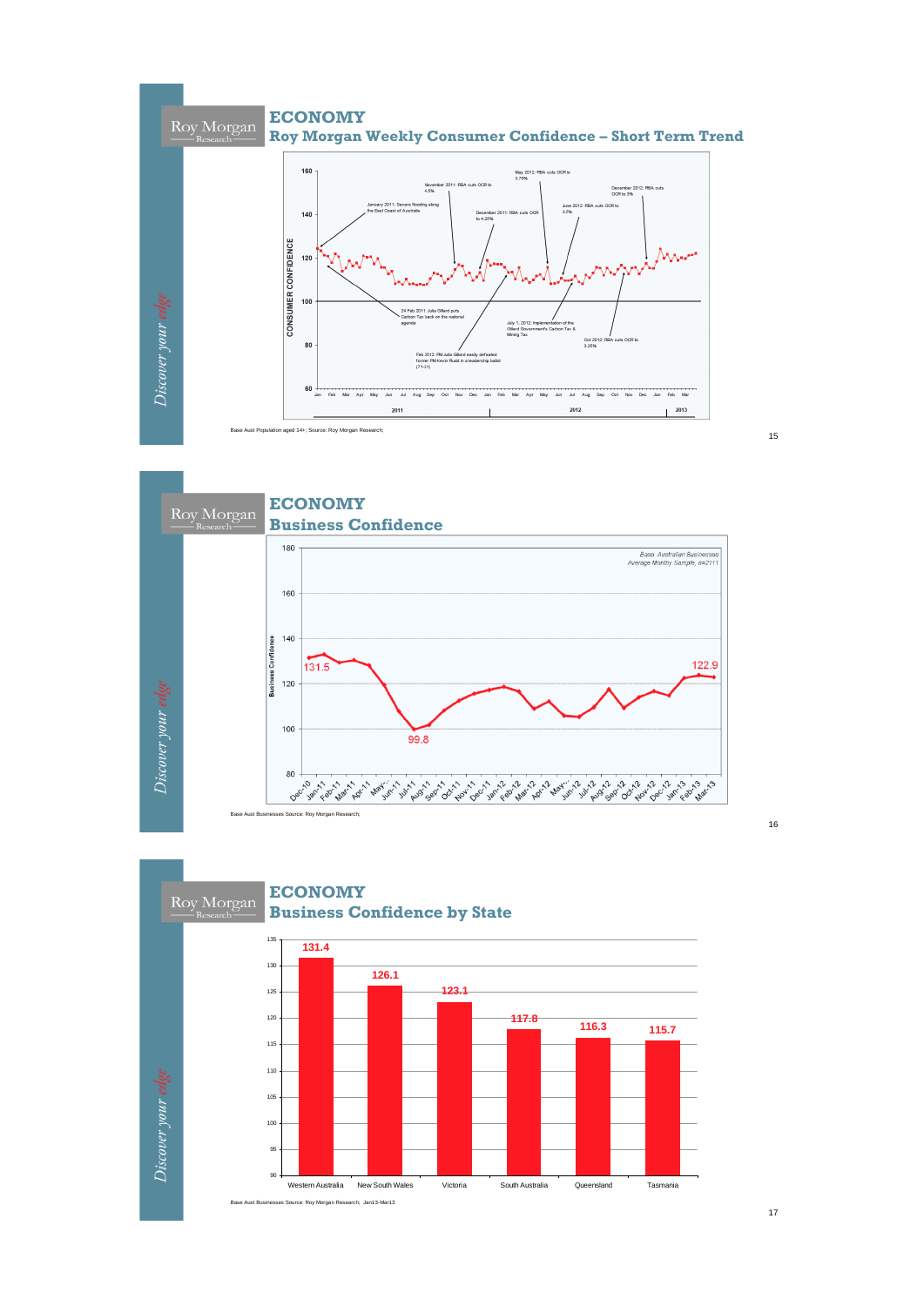# ECONOMY

## Roy Morgan Weekly Consumer Confidence – Short Term Trend

Base Aust Population aged 14+; Source: Roy Morgan Research;

# ECONOMY

## Business Confidence

Base Aust Businesses Source: Roy Morgan Research;

# ECONOMY

## Business Confidence by State

| State | Business Confidence |
|---|---|
| Western Australia | 131.4 |
| New South Wales | 126.1 |
| Victoria | 123.1 |
| South Australia | 117.8 |
| Queensland | 116.3 |
| Tasmania | 115.7 |

Base Aust Businesses Source: Roy Morgan Research; Jan13-Mar13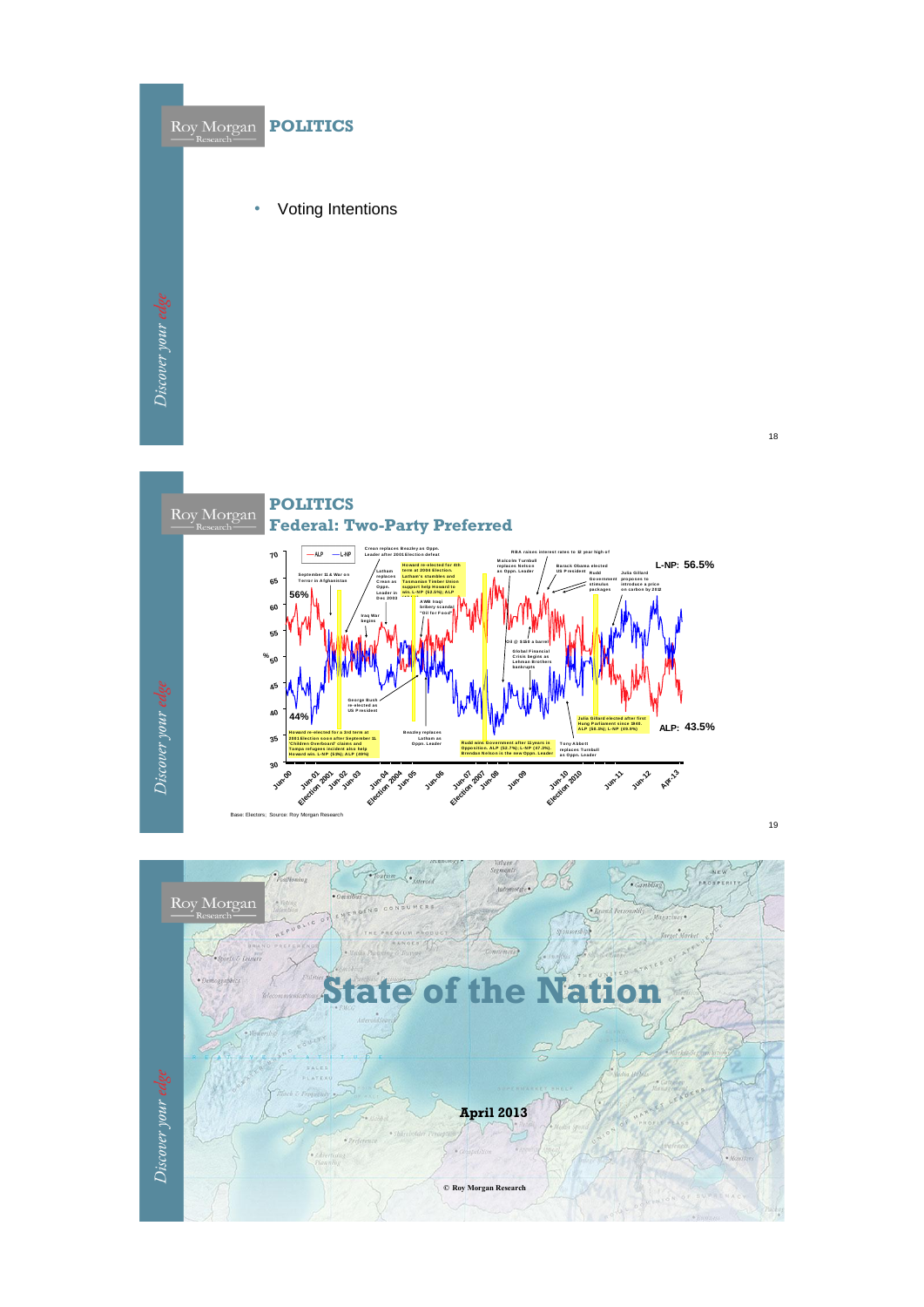## POLITICS

- Voting Intentions

## POLITICS

### Federal: Two-Party Preferred

L-NP: 56.5%

ALP: 43.5%

56%

44%

Crean replaces Beazley as Oppn. Leader after 2001 Election defeat

RBA raises interest rates to 12 year high of

Malcolm Turnbull replaces Nelson as Oppn. Leader

Barack Obama elected US President

Rudd Government stimulus packages

Julia Gillard proposes to introduce a price on carbon by 2012

September 11 & War on Terror in Afghanistan

Latham replaces Crean as Oppn. Leader in Dec 2003

Howard re-elected for 4th term at 2004 Election. Latham's stumbles and Tasmanian Timber Union support help Howard to win. L-NP (52.5%); ALP

Iraq War begins

AWB Iraqi bribery scandal "Oil for Food"

Oil @ $140 a barrel

Global Financial Crisis begins as Lehman Brothers bankrupts

George Bush re-elected as US President

Julia Gillard elected after first Hung Parliament since 1940. ALP (50.1%); L-NP (49.9%)

Howard re-elected for a 3rd term at 2001 Election soon after September 11. 'Children Overboard' claims and Tampa refugees incident also help Howard win. L-NP (51%); ALP (49%)

Beazley replaces Latham as Oppn. Leader

Rudd wins Government after 11 years in Opposition. ALP (52.7%); L-NP (47.3%). Brendan Nelson is the new Oppn. Leader

Tony Abbott replaces Turnbull as Oppn. Leader

Base: Electors; Source: Roy Morgan Research

# State of the Nation

**April 2013**

© Roy Morgan Research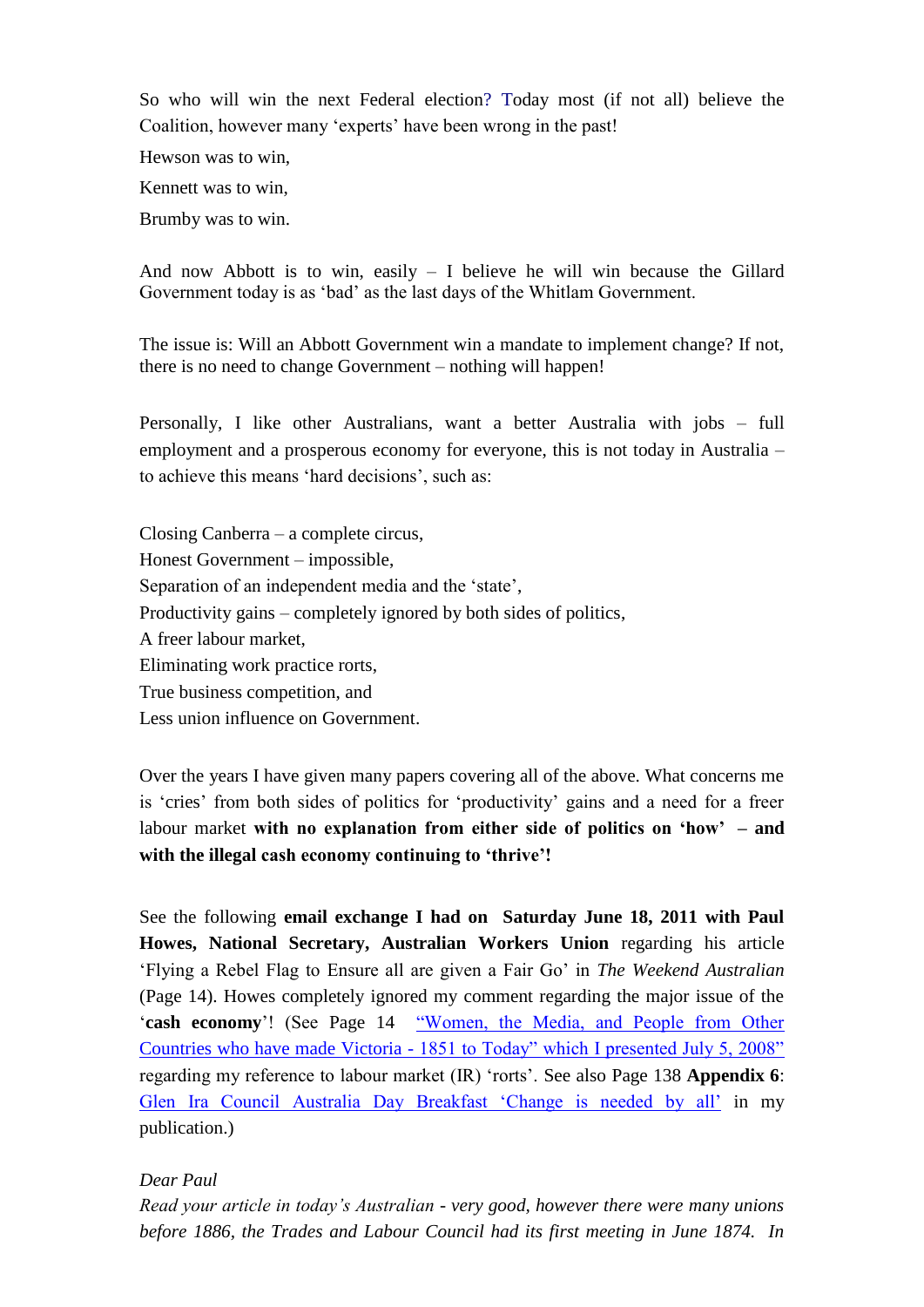So who will win the next Federal election? Today most (if not all) believe the Coalition, however many 'experts' have been wrong in the past!

Hewson was to win,

Kennett was to win,

Brumby was to win.

And now Abbott is to win, easily – I believe he will win because the Gillard Government today is as 'bad' as the last days of the Whitlam Government.

The issue is: Will an Abbott Government win a mandate to implement change? If not, there is no need to change Government – nothing will happen!

Personally, I like other Australians, want a better Australia with jobs – full employment and a prosperous economy for everyone, this is not today in Australia – to achieve this means 'hard decisions', such as:

Closing Canberra – a complete circus,
Honest Government – impossible,
Separation of an independent media and the 'state',
Productivity gains – completely ignored by both sides of politics,
A freer labour market,
Eliminating work practice rorts,
True business competition, and
Less union influence on Government.

Over the years I have given many papers covering all of the above. What concerns me is 'cries' from both sides of politics for 'productivity' gains and a need for a freer labour market **with no explanation from either side of politics on 'how' – and with the illegal cash economy continuing to 'thrive'!**

See the following **email exchange I had on Saturday June 18, 2011 with Paul Howes, National Secretary, Australian Workers Union** regarding his article 'Flying a Rebel Flag to Ensure all are given a Fair Go' in *The Weekend Australian* (Page 14). Howes completely ignored my comment regarding the major issue of the '**cash economy**'! (See Page 14 "Women, the Media, and People from Other Countries who have made Victoria - 1851 to Today" which I presented July 5, 2008" regarding my reference to labour market (IR) 'rorts'. See also Page 138 **Appendix 6**: Glen Ira Council Australia Day Breakfast 'Change is needed by all' in my publication.)

*Dear Paul*

*Read your article in today's Australian - very good, however there were many unions before 1886, the Trades and Labour Council had its first meeting in June 1874. In*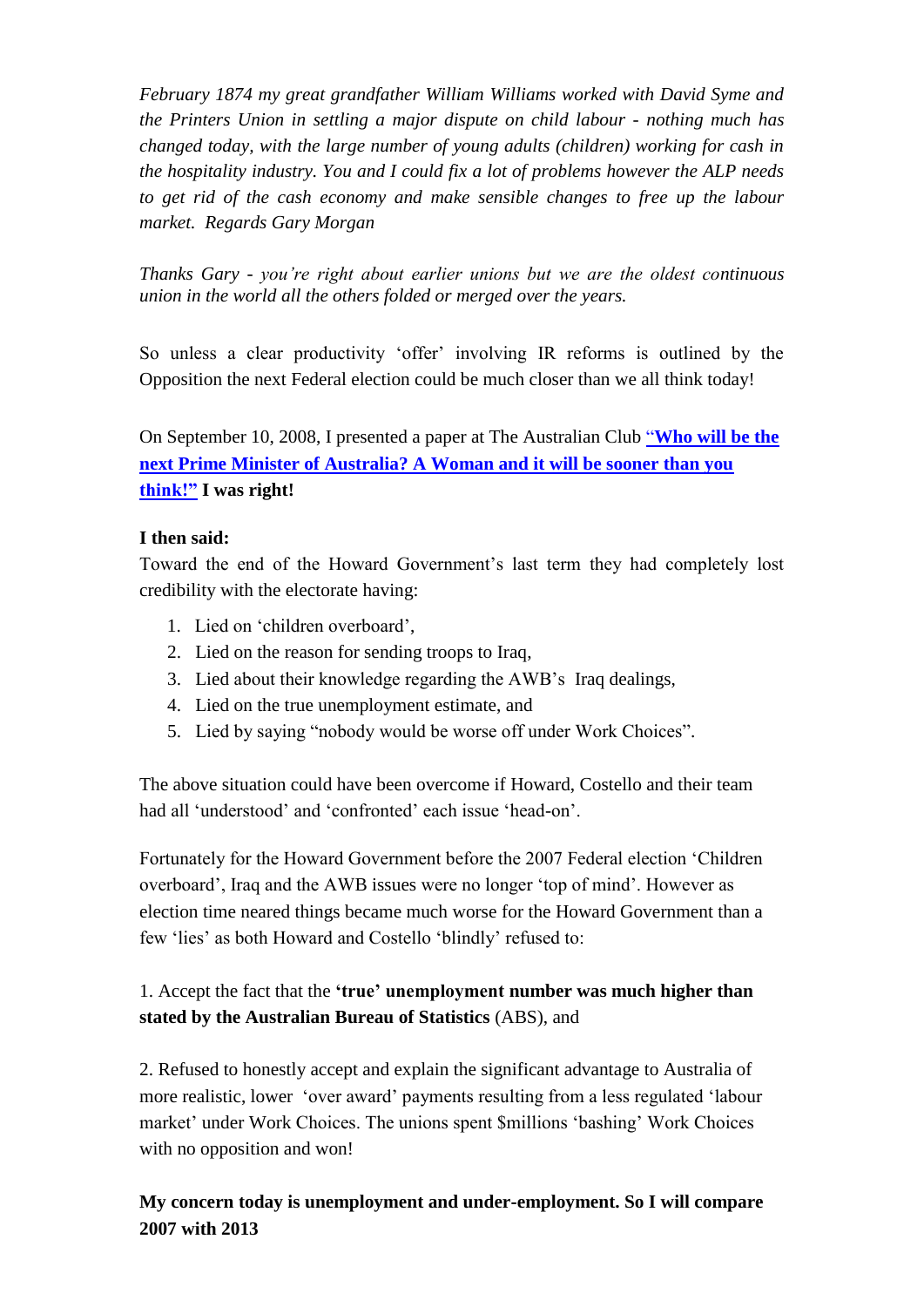*February 1874 my great grandfather William Williams worked with David Syme and the Printers Union in settling a major dispute on child labour - nothing much has changed today, with the large number of young adults (children) working for cash in the hospitality industry. You and I could fix a lot of problems however the ALP needs to get rid of the cash economy and make sensible changes to free up the labour market. Regards Gary Morgan*

*Thanks Gary - you're right about earlier unions but we are the oldest continuous union in the world all the others folded or merged over the years.*

So unless a clear productivity 'offer' involving IR reforms is outlined by the Opposition the next Federal election could be much closer than we all think today!

On September 10, 2008, I presented a paper at The Australian Club **"Who will be the next Prime Minister of Australia? A Woman and it will be sooner than you think!"** **I was right!**

**I then said:**

Toward the end of the Howard Government's last term they had completely lost credibility with the electorate having:

1. Lied on 'children overboard',
2. Lied on the reason for sending troops to Iraq,
3. Lied about their knowledge regarding the AWB's Iraq dealings,
4. Lied on the true unemployment estimate, and
5. Lied by saying "nobody would be worse off under Work Choices".

The above situation could have been overcome if Howard, Costello and their team had all 'understood' and 'confronted' each issue 'head-on'.

Fortunately for the Howard Government before the 2007 Federal election 'Children overboard', Iraq and the AWB issues were no longer 'top of mind'. However as election time neared things became much worse for the Howard Government than a few 'lies' as both Howard and Costello 'blindly' refused to:

1. Accept the fact that the **'true' unemployment number was much higher than stated by the Australian Bureau of Statistics** (ABS), and

2. Refused to honestly accept and explain the significant advantage to Australia of more realistic, lower 'over award' payments resulting from a less regulated 'labour market' under Work Choices. The unions spent $millions 'bashing' Work Choices with no opposition and won!

**My concern today is unemployment and under-employment. So I will compare 2007 with 2013**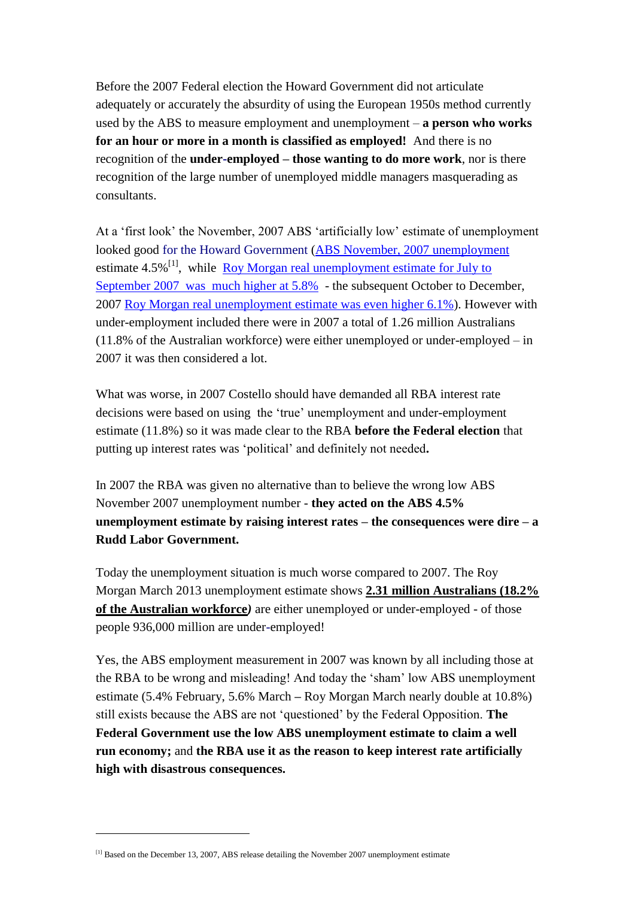Before the 2007 Federal election the Howard Government did not articulate adequately or accurately the absurdity of using the European 1950s method currently used by the ABS to measure employment and unemployment – **a person who works for an hour or more in a month is classified as employed!** And there is no recognition of the **under-employed – those wanting to do more work**, nor is there recognition of the large number of unemployed middle managers masquerading as consultants.

At a 'first look' the November, 2007 ABS 'artificially low' estimate of unemployment looked good for the Howard Government (ABS November, 2007 unemployment estimate 4.5%[1], while Roy Morgan real unemployment estimate for July to September 2007 was much higher at 5.8% - the subsequent October to December, 2007 Roy Morgan real unemployment estimate was even higher 6.1%). However with under-employment included there were in 2007 a total of 1.26 million Australians (11.8% of the Australian workforce) were either unemployed or under-employed – in 2007 it was then considered a lot.

What was worse, in 2007 Costello should have demanded all RBA interest rate decisions were based on using the 'true' unemployment and under-employment estimate (11.8%) so it was made clear to the RBA **before the Federal election** that putting up interest rates was 'political' and definitely not needed**.**

In 2007 the RBA was given no alternative than to believe the wrong low ABS November 2007 unemployment number - **they acted on the ABS 4.5% unemployment estimate by raising interest rates – the consequences were dire – a Rudd Labor Government.**

Today the unemployment situation is much worse compared to 2007. The Roy Morgan March 2013 unemployment estimate shows **2.31 million Australians (18.2% of the Australian workforce***)* are either unemployed or under-employed - of those people 936,000 million are under-employed!

Yes, the ABS employment measurement in 2007 was known by all including those at the RBA to be wrong and misleading! And today the 'sham' low ABS unemployment estimate (5.4% February, 5.6% March **–** Roy Morgan March nearly double at 10.8%) still exists because the ABS are not 'questioned' by the Federal Opposition. **The Federal Government use the low ABS unemployment estimate to claim a well run economy;** and **the RBA use it as the reason to keep interest rate artificially high with disastrous consequences.**

---

[1] Based on the December 13, 2007, ABS release detailing the November 2007 unemployment estimate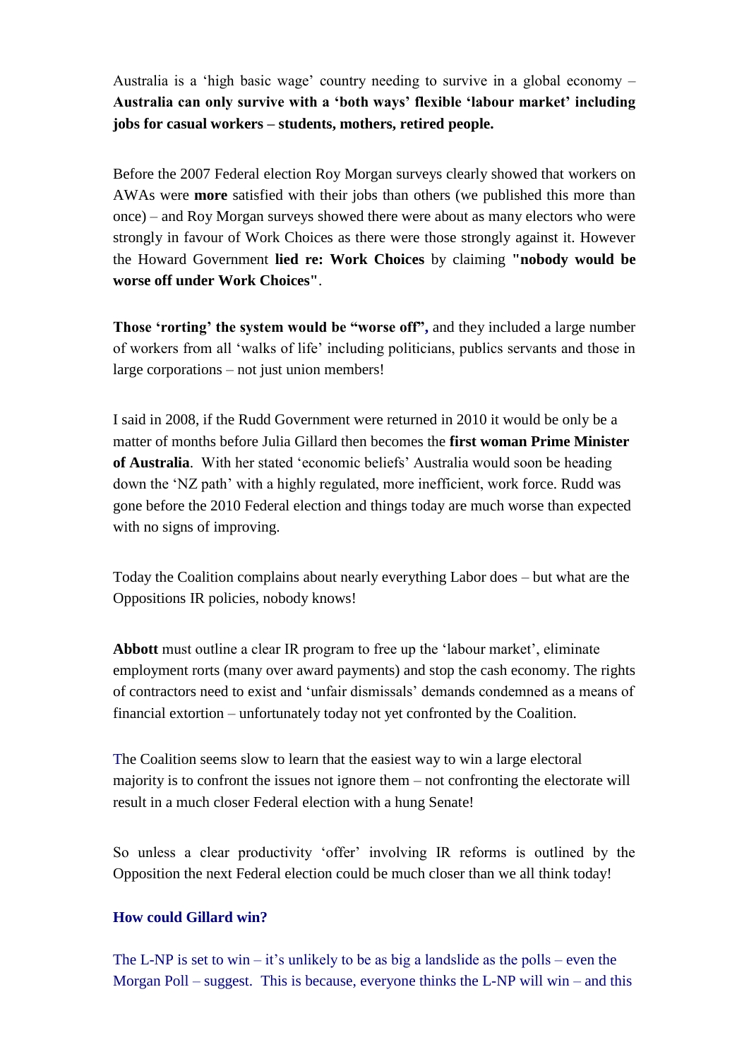Australia is a 'high basic wage' country needing to survive in a global economy – **Australia can only survive with a 'both ways' flexible 'labour market' including jobs for casual workers – students, mothers, retired people.**

Before the 2007 Federal election Roy Morgan surveys clearly showed that workers on AWAs were **more** satisfied with their jobs than others (we published this more than once) – and Roy Morgan surveys showed there were about as many electors who were strongly in favour of Work Choices as there were those strongly against it. However the Howard Government **lied re: Work Choices** by claiming **"nobody would be worse off under Work Choices"**.

**Those 'rorting' the system would be "worse off",** and they included a large number of workers from all 'walks of life' including politicians, publics servants and those in large corporations – not just union members!

I said in 2008, if the Rudd Government were returned in 2010 it would be only be a matter of months before Julia Gillard then becomes the **first woman Prime Minister of Australia**. With her stated 'economic beliefs' Australia would soon be heading down the 'NZ path' with a highly regulated, more inefficient, work force. Rudd was gone before the 2010 Federal election and things today are much worse than expected with no signs of improving.

Today the Coalition complains about nearly everything Labor does – but what are the Oppositions IR policies, nobody knows!

**Abbott** must outline a clear IR program to free up the 'labour market', eliminate employment rorts (many over award payments) and stop the cash economy. The rights of contractors need to exist and 'unfair dismissals' demands condemned as a means of financial extortion – unfortunately today not yet confronted by the Coalition.

The Coalition seems slow to learn that the easiest way to win a large electoral majority is to confront the issues not ignore them – not confronting the electorate will result in a much closer Federal election with a hung Senate!

So unless a clear productivity 'offer' involving IR reforms is outlined by the Opposition the next Federal election could be much closer than we all think today!

**How could Gillard win?**

The L-NP is set to win – it's unlikely to be as big a landslide as the polls – even the Morgan Poll – suggest. This is because, everyone thinks the L-NP will win – and this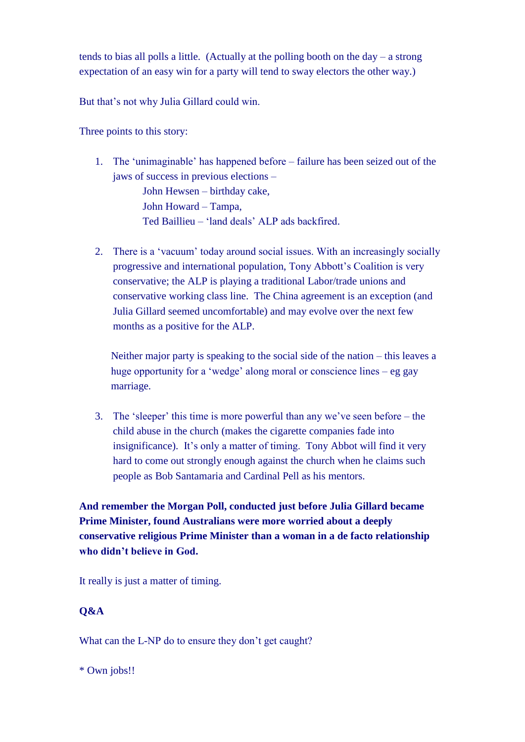tends to bias all polls a little. (Actually at the polling booth on the day – a strong expectation of an easy win for a party will tend to sway electors the other way.)

But that's not why Julia Gillard could win.

Three points to this story:

1. The 'unimaginable' has happened before – failure has been seized out of the jaws of success in previous elections –
   - John Hewsen – birthday cake,
   - John Howard – Tampa,
   - Ted Baillieu – 'land deals' ALP ads backfired.

2. There is a 'vacuum' today around social issues. With an increasingly socially progressive and international population, Tony Abbott's Coalition is very conservative; the ALP is playing a traditional Labor/trade unions and conservative working class line. The China agreement is an exception (and Julia Gillard seemed uncomfortable) and may evolve over the next few months as a positive for the ALP.

   Neither major party is speaking to the social side of the nation – this leaves a huge opportunity for a 'wedge' along moral or conscience lines – eg gay marriage.

3. The 'sleeper' this time is more powerful than any we've seen before – the child abuse in the church (makes the cigarette companies fade into insignificance). It's only a matter of timing. Tony Abbot will find it very hard to come out strongly enough against the church when he claims such people as Bob Santamaria and Cardinal Pell as his mentors.

**And remember the Morgan Poll, conducted just before Julia Gillard became Prime Minister, found Australians were more worried about a deeply conservative religious Prime Minister than a woman in a de facto relationship who didn't believe in God.**

It really is just a matter of timing.

**Q&A**

What can the L-NP do to ensure they don't get caught?

* Own jobs!!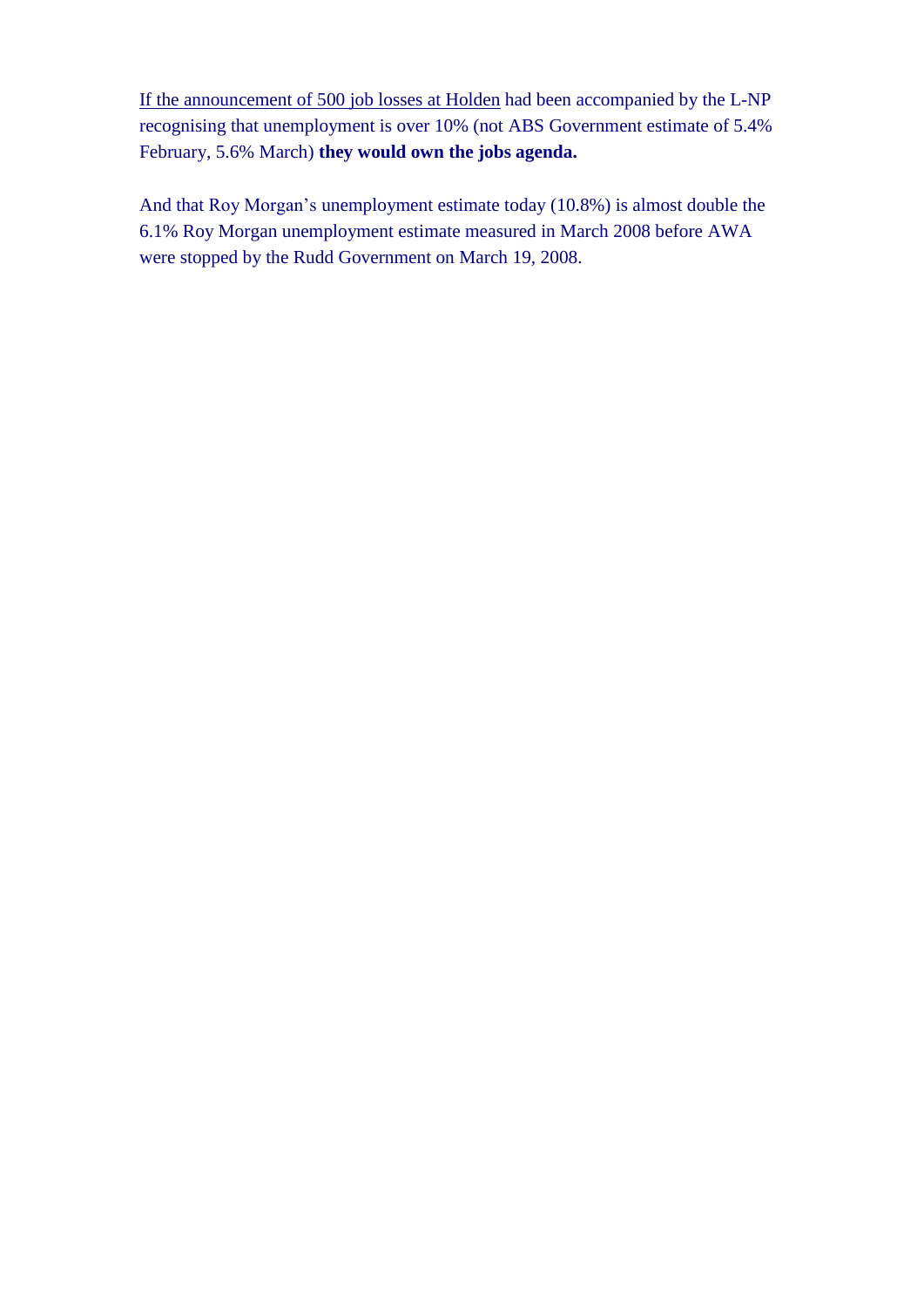If the announcement of 500 job losses at Holden had been accompanied by the L-NP recognising that unemployment is over 10% (not ABS Government estimate of 5.4% February, 5.6% March) **they would own the jobs agenda.**

And that Roy Morgan's unemployment estimate today (10.8%) is almost double the 6.1% Roy Morgan unemployment estimate measured in March 2008 before AWA were stopped by the Rudd Government on March 19, 2008.